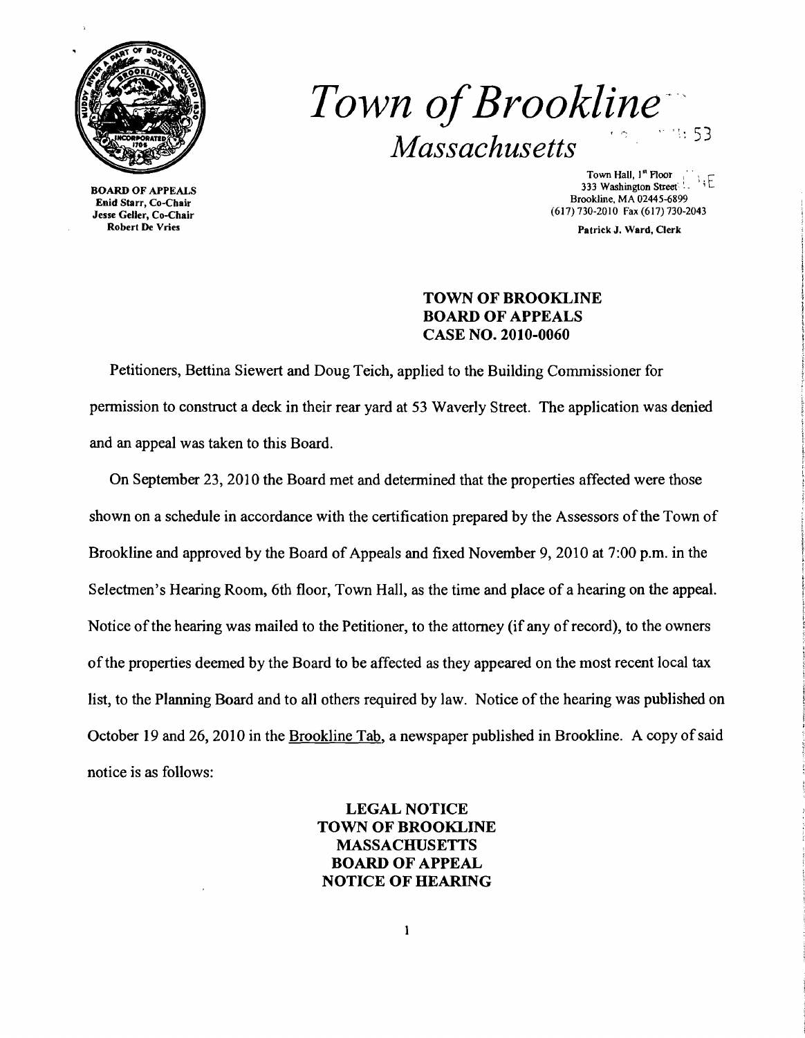# *Town of Brookline*
## *Massachusetts*

BOARD OF APPEALS
Enid Starr, Co-Chair
Jesse Geller, Co-Chair
Robert De Vries

Town Hall, 1st Floor
333 Washington Street
Brookline, MA 02445-6899
(617) 730-2010 Fax (617) 730-2043

Patrick J. Ward, Clerk

**TOWN OF BROOKLINE**
**BOARD OF APPEALS**
**CASE NO. 2010-0060**

Petitioners, Bettina Siewert and Doug Teich, applied to the Building Commissioner for permission to construct a deck in their rear yard at 53 Waverly Street. The application was denied and an appeal was taken to this Board.

On September 23, 2010 the Board met and determined that the properties affected were those shown on a schedule in accordance with the certification prepared by the Assessors of the Town of Brookline and approved by the Board of Appeals and fixed November 9, 2010 at 7:00 p.m. in the Selectmen's Hearing Room, 6th floor, Town Hall, as the time and place of a hearing on the appeal. Notice of the hearing was mailed to the Petitioner, to the attorney (if any of record), to the owners of the properties deemed by the Board to be affected as they appeared on the most recent local tax list, to the Planning Board and to all others required by law. Notice of the hearing was published on October 19 and 26, 2010 in the Brookline Tab, a newspaper published in Brookline. A copy of said notice is as follows:

**LEGAL NOTICE**
**TOWN OF BROOKLINE**
**MASSACHUSETTS**
**BOARD OF APPEAL**
**NOTICE OF HEARING**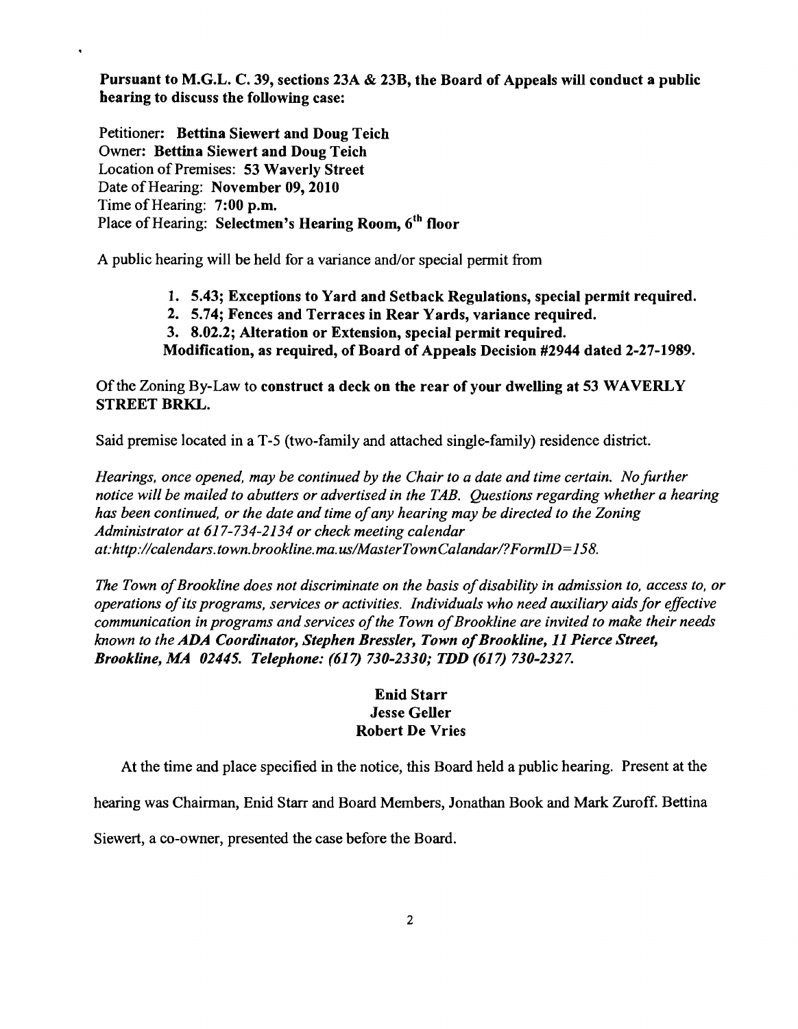**Pursuant to M.G.L. C. 39, sections 23A & 23B, the Board of Appeals will conduct a public hearing to discuss the following case:**

Petitioner: **Bettina Siewert and Doug Teich**
Owner: **Bettina Siewert and Doug Teich**
Location of Premises: **53 Waverly Street**
Date of Hearing: **November 09, 2010**
Time of Hearing: **7:00 p.m.**
Place of Hearing: **Selectmen's Hearing Room, 6th floor**

A public hearing will be held for a variance and/or special permit from

1. **5.43; Exceptions to Yard and Setback Regulations, special permit required.**
2. **5.74; Fences and Terraces in Rear Yards, variance required.**
3. **8.02.2; Alteration or Extension, special permit required.**

**Modification, as required, of Board of Appeals Decision #2944 dated 2-27-1989.**

Of the Zoning By-Law to **construct a deck on the rear of your dwelling at 53 WAVERLY STREET BRKL.**

Said premise located in a T-5 (two-family and attached single-family) residence district.

*Hearings, once opened, may be continued by the Chair to a date and time certain. No further notice will be mailed to abutters or advertised in the TAB. Questions regarding whether a hearing has been continued, or the date and time of any hearing may be directed to the Zoning Administrator at 617-734-2134 or check meeting calendar at:http://calendars.town.brookline.ma.us/MasterTownCalandar/?FormID=158.*

*The Town of Brookline does not discriminate on the basis of disability in admission to, access to, or operations of its programs, services or activities. Individuals who need auxiliary aids for effective communication in programs and services of the Town of Brookline are invited to make their needs known to the* ***ADA Coordinator, Stephen Bressler, Town of Brookline, 11 Pierce Street, Brookline, MA 02445. Telephone: (617) 730-2330; TDD (617) 730-2327.***

**Enid Starr**
**Jesse Geller**
**Robert De Vries**

At the time and place specified in the notice, this Board held a public hearing. Present at the hearing was Chairman, Enid Starr and Board Members, Jonathan Book and Mark Zuroff. Bettina Siewert, a co-owner, presented the case before the Board.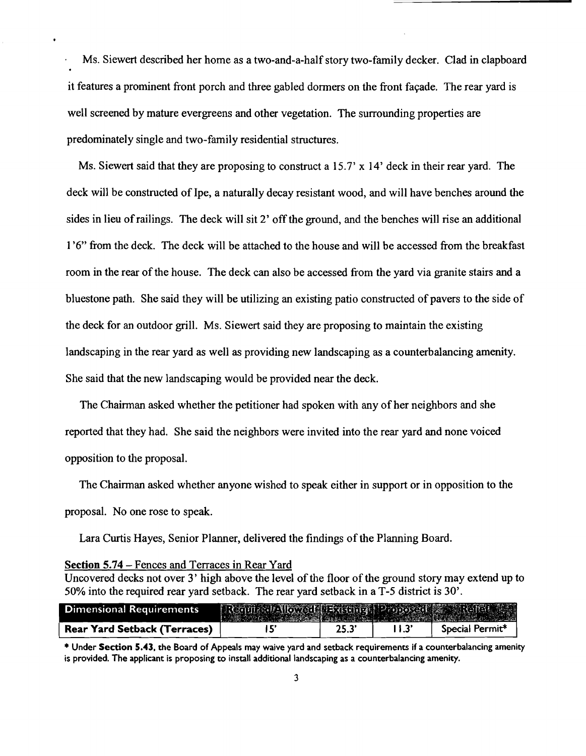Ms. Siewert described her home as a two-and-a-half story two-family decker. Clad in clapboard it features a prominent front porch and three gabled dormers on the front façade. The rear yard is well screened by mature evergreens and other vegetation. The surrounding properties are predominately single and two-family residential structures.

Ms. Siewert said that they are proposing to construct a 15.7' x 14' deck in their rear yard. The deck will be constructed of Ipe, a naturally decay resistant wood, and will have benches around the sides in lieu of railings. The deck will sit 2' off the ground, and the benches will rise an additional 1'6" from the deck. The deck will be attached to the house and will be accessed from the breakfast room in the rear of the house. The deck can also be accessed from the yard via granite stairs and a bluestone path. She said they will be utilizing an existing patio constructed of pavers to the side of the deck for an outdoor grill. Ms. Siewert said they are proposing to maintain the existing landscaping in the rear yard as well as providing new landscaping as a counterbalancing amenity. She said that the new landscaping would be provided near the deck.

The Chairman asked whether the petitioner had spoken with any of her neighbors and she reported that they had. She said the neighbors were invited into the rear yard and none voiced opposition to the proposal.

The Chairman asked whether anyone wished to speak either in support or in opposition to the proposal. No one rose to speak.

Lara Curtis Hayes, Senior Planner, delivered the findings of the Planning Board.

**Section 5.74** – Fences and Terraces in Rear Yard
Uncovered decks not over 3' high above the level of the floor of the ground story may extend up to 50% into the required rear yard setback. The rear yard setback in a T-5 district is 30'.

| Dimensional Requirements | Required/Allowed | Existing | Proposed | Relief |
|---|---|---|---|---|
| **Rear Yard Setback (Terraces)** | 15' | 25.3' | 11.3' | Special Permit* |

\* Under **Section 5.43**, the Board of Appeals may waive yard and setback requirements if a counterbalancing amenity is provided. The applicant is proposing to install additional landscaping as a counterbalancing amenity.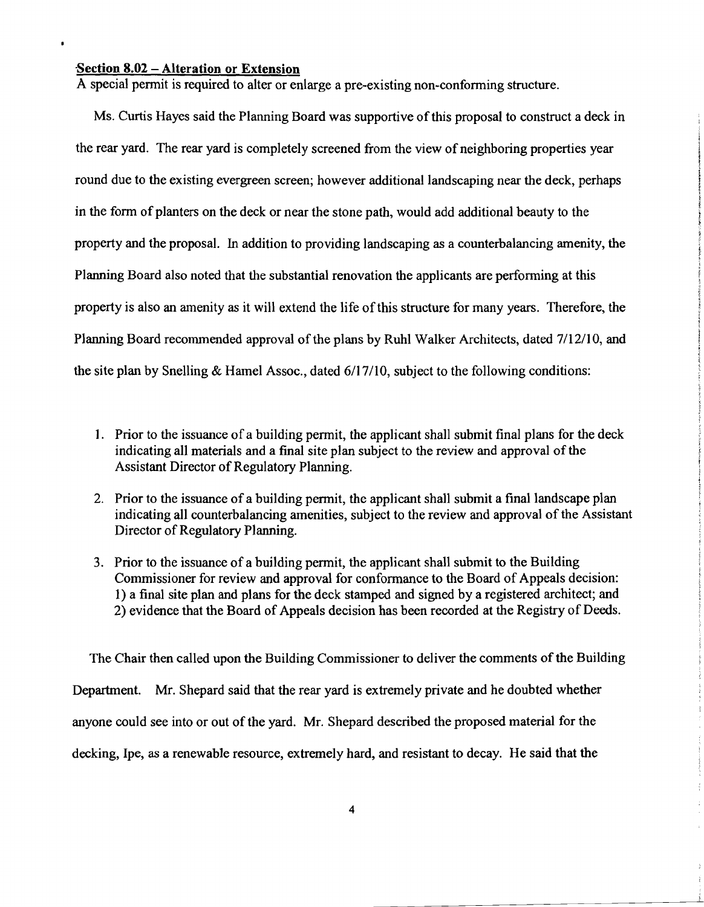**Section 8.02 – Alteration or Extension**

A special permit is required to alter or enlarge a pre-existing non-conforming structure.

Ms. Curtis Hayes said the Planning Board was supportive of this proposal to construct a deck in the rear yard. The rear yard is completely screened from the view of neighboring properties year round due to the existing evergreen screen; however additional landscaping near the deck, perhaps in the form of planters on the deck or near the stone path, would add additional beauty to the property and the proposal. In addition to providing landscaping as a counterbalancing amenity, the Planning Board also noted that the substantial renovation the applicants are performing at this property is also an amenity as it will extend the life of this structure for many years. Therefore, the Planning Board recommended approval of the plans by Ruhl Walker Architects, dated 7/12/10, and the site plan by Snelling & Hamel Assoc., dated 6/17/10, subject to the following conditions:

1. Prior to the issuance of a building permit, the applicant shall submit final plans for the deck indicating all materials and a final site plan subject to the review and approval of the Assistant Director of Regulatory Planning.

2. Prior to the issuance of a building permit, the applicant shall submit a final landscape plan indicating all counterbalancing amenities, subject to the review and approval of the Assistant Director of Regulatory Planning.

3. Prior to the issuance of a building permit, the applicant shall submit to the Building Commissioner for review and approval for conformance to the Board of Appeals decision: 1) a final site plan and plans for the deck stamped and signed by a registered architect; and 2) evidence that the Board of Appeals decision has been recorded at the Registry of Deeds.

The Chair then called upon the Building Commissioner to deliver the comments of the Building Department. Mr. Shepard said that the rear yard is extremely private and he doubted whether anyone could see into or out of the yard. Mr. Shepard described the proposed material for the decking, Ipe, as a renewable resource, extremely hard, and resistant to decay. He said that the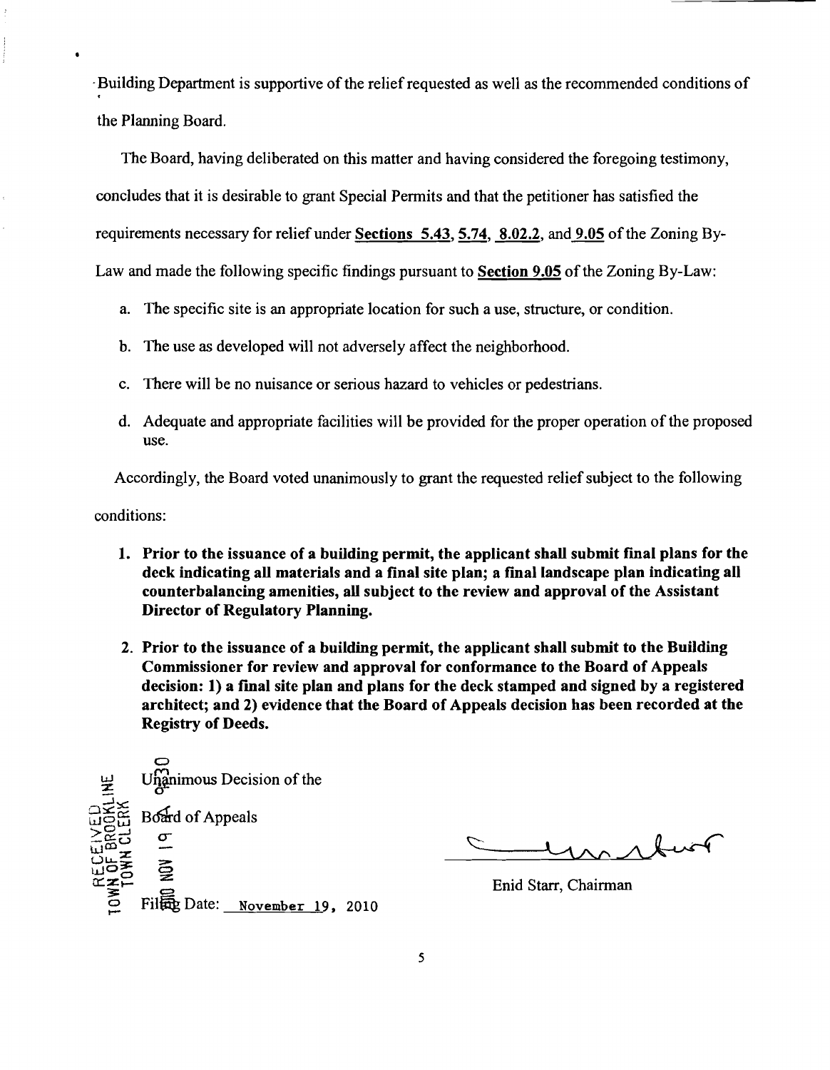Building Department is supportive of the relief requested as well as the recommended conditions of the Planning Board.

The Board, having deliberated on this matter and having considered the foregoing testimony, concludes that it is desirable to grant Special Permits and that the petitioner has satisfied the requirements necessary for relief under **Sections 5.43**, **5.74**, **8.02.2**, and **9.05** of the Zoning By-Law and made the following specific findings pursuant to **Section 9.05** of the Zoning By-Law:

a. The specific site is an appropriate location for such a use, structure, or condition.

b. The use as developed will not adversely affect the neighborhood.

c. There will be no nuisance or serious hazard to vehicles or pedestrians.

d. Adequate and appropriate facilities will be provided for the proper operation of the proposed use.

Accordingly, the Board voted unanimously to grant the requested relief subject to the following conditions:

1. **Prior to the issuance of a building permit, the applicant shall submit final plans for the deck indicating all materials and a final site plan; a final landscape plan indicating all counterbalancing amenities, all subject to the review and approval of the Assistant Director of Regulatory Planning.**

2. **Prior to the issuance of a building permit, the applicant shall submit to the Building Commissioner for review and approval for conformance to the Board of Appeals decision: 1) a final site plan and plans for the deck stamped and signed by a registered architect; and 2) evidence that the Board of Appeals decision has been recorded at the Registry of Deeds.**

Unanimous Decision of the

Board of Appeals

Filing Date: November 19, 2010

RECEIVED TOWN OF BROOKLINE TOWN CLERK 2010 NOV 19

Enid Starr, Chairman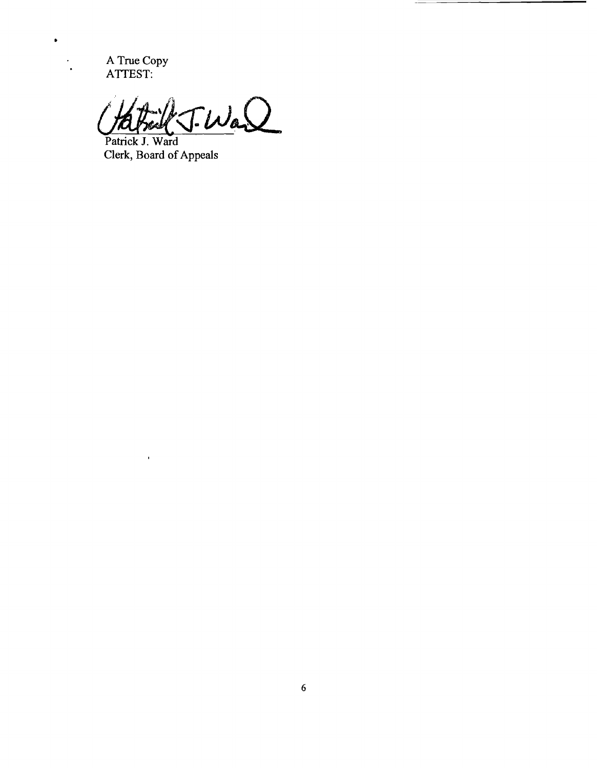A True Copy
ATTEST:

Patrick J. Ward
Clerk, Board of Appeals